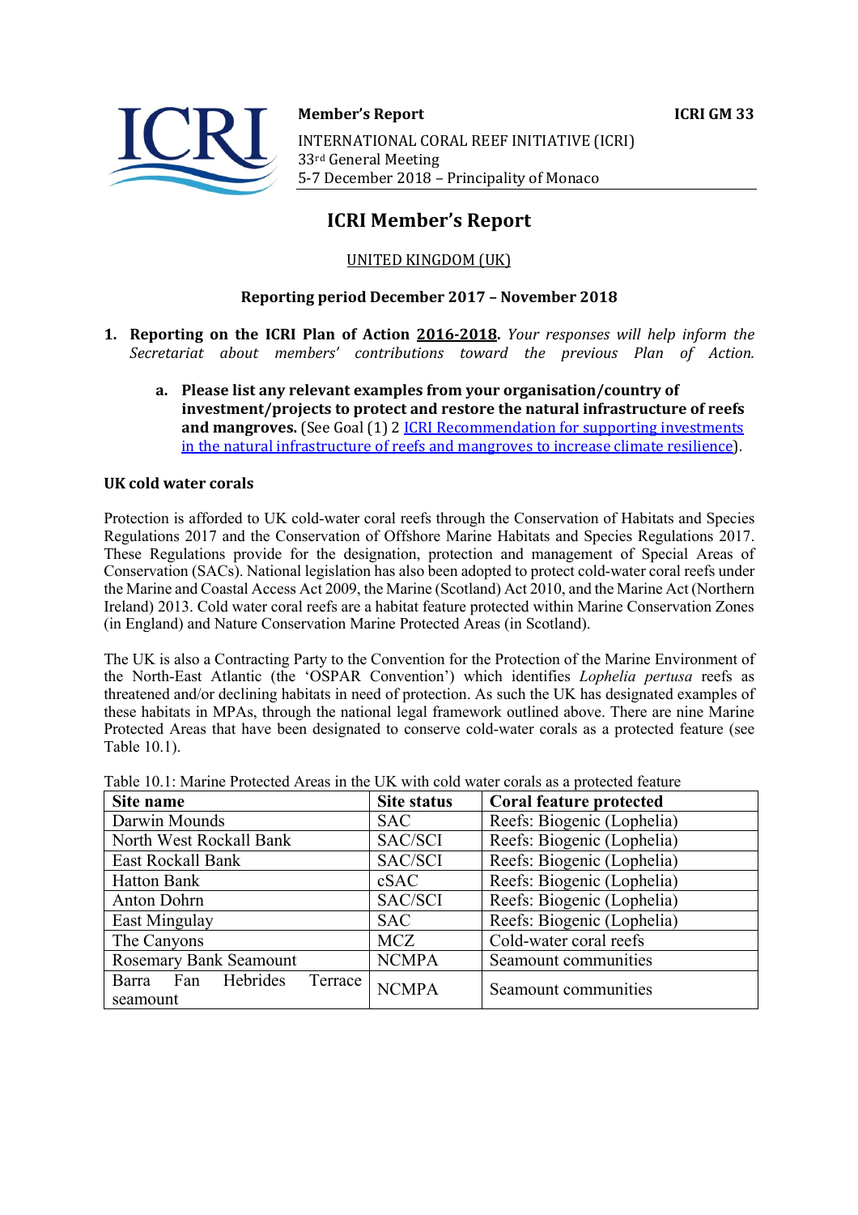**Member's Report** **ICRI GM 33**

INTERNATIONAL CORAL REEF INITIATIVE (ICRI)
33rd General Meeting
5-7 December 2018 – Principality of Monaco

# ICRI Member's Report

UNITED KINGDOM (UK)

**Reporting period December 2017 – November 2018**

1. **Reporting on the ICRI Plan of Action 2016-2018.** *Your responses will help inform the Secretariat about members' contributions toward the previous Plan of Action.*

   a. **Please list any relevant examples from your organisation/country of investment/projects to protect and restore the natural infrastructure of reefs and mangroves.** (See Goal (1) 2 ICRI Recommendation for supporting investments in the natural infrastructure of reefs and mangroves to increase climate resilience).

### UK cold water corals

Protection is afforded to UK cold-water coral reefs through the Conservation of Habitats and Species Regulations 2017 and the Conservation of Offshore Marine Habitats and Species Regulations 2017. These Regulations provide for the designation, protection and management of Special Areas of Conservation (SACs). National legislation has also been adopted to protect cold-water coral reefs under the Marine and Coastal Access Act 2009, the Marine (Scotland) Act 2010, and the Marine Act (Northern Ireland) 2013. Cold water coral reefs are a habitat feature protected within Marine Conservation Zones (in England) and Nature Conservation Marine Protected Areas (in Scotland).

The UK is also a Contracting Party to the Convention for the Protection of the Marine Environment of the North-East Atlantic (the 'OSPAR Convention') which identifies *Lophelia pertusa* reefs as threatened and/or declining habitats in need of protection. As such the UK has designated examples of these habitats in MPAs, through the national legal framework outlined above. There are nine Marine Protected Areas that have been designated to conserve cold-water corals as a protected feature (see Table 10.1).

Table 10.1: Marine Protected Areas in the UK with cold water corals as a protected feature

| Site name | Site status | Coral feature protected |
|---|---|---|
| Darwin Mounds | SAC | Reefs: Biogenic (Lophelia) |
| North West Rockall Bank | SAC/SCI | Reefs: Biogenic (Lophelia) |
| East Rockall Bank | SAC/SCI | Reefs: Biogenic (Lophelia) |
| Hatton Bank | cSAC | Reefs: Biogenic (Lophelia) |
| Anton Dohrn | SAC/SCI | Reefs: Biogenic (Lophelia) |
| East Mingulay | SAC | Reefs: Biogenic (Lophelia) |
| The Canyons | MCZ | Cold-water coral reefs |
| Rosemary Bank Seamount | NCMPA | Seamount communities |
| Barra Fan Hebrides Terrace seamount | NCMPA | Seamount communities |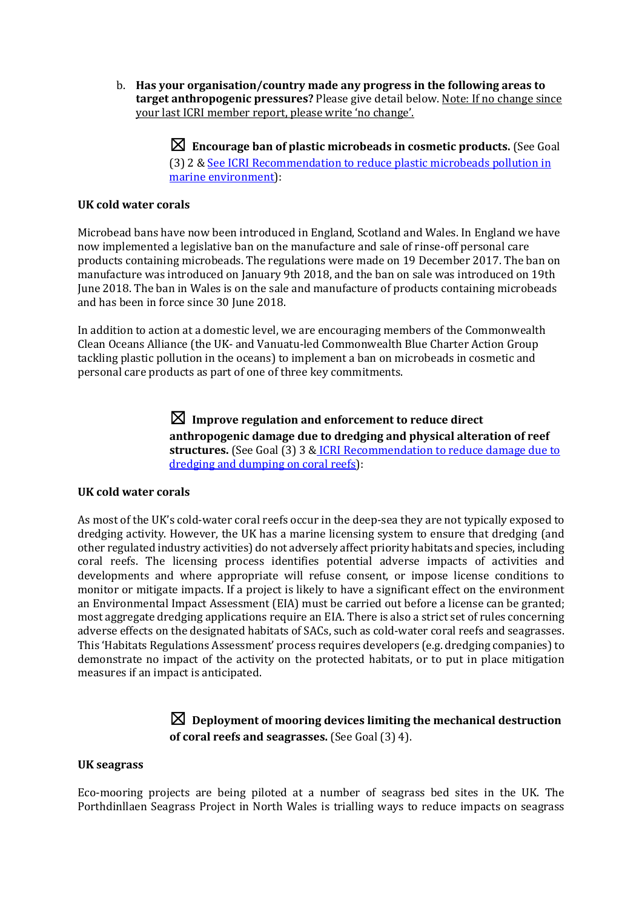b. **Has your organisation/country made any progress in the following areas to target anthropogenic pressures?** Please give detail below. Note: If no change since your last ICRI member report, please write 'no change'.

☒ **Encourage ban of plastic microbeads in cosmetic products.** (See Goal (3) 2 & [See ICRI Recommendation to reduce plastic microbeads pollution in marine environment](#)):

**UK cold water corals**

Microbead bans have now been introduced in England, Scotland and Wales. In England we have now implemented a legislative ban on the manufacture and sale of rinse-off personal care products containing microbeads. The regulations were made on 19 December 2017. The ban on manufacture was introduced on January 9th 2018, and the ban on sale was introduced on 19th June 2018. The ban in Wales is on the sale and manufacture of products containing microbeads and has been in force since 30 June 2018.

In addition to action at a domestic level, we are encouraging members of the Commonwealth Clean Oceans Alliance (the UK- and Vanuatu-led Commonwealth Blue Charter Action Group tackling plastic pollution in the oceans) to implement a ban on microbeads in cosmetic and personal care products as part of one of three key commitments.

☒ **Improve regulation and enforcement to reduce direct anthropogenic damage due to dredging and physical alteration of reef structures.** (See Goal (3) 3 & [ICRI Recommendation to reduce damage due to dredging and dumping on coral reefs](#)):

**UK cold water corals**

As most of the UK's cold-water coral reefs occur in the deep-sea they are not typically exposed to dredging activity. However, the UK has a marine licensing system to ensure that dredging (and other regulated industry activities) do not adversely affect priority habitats and species, including coral reefs. The licensing process identifies potential adverse impacts of activities and developments and where appropriate will refuse consent, or impose license conditions to monitor or mitigate impacts. If a project is likely to have a significant effect on the environment an Environmental Impact Assessment (EIA) must be carried out before a license can be granted; most aggregate dredging applications require an EIA. There is also a strict set of rules concerning adverse effects on the designated habitats of SACs, such as cold-water coral reefs and seagrasses. This 'Habitats Regulations Assessment' process requires developers (e.g. dredging companies) to demonstrate no impact of the activity on the protected habitats, or to put in place mitigation measures if an impact is anticipated.

☒ **Deployment of mooring devices limiting the mechanical destruction of coral reefs and seagrasses.** (See Goal (3) 4).

**UK seagrass**

Eco-mooring projects are being piloted at a number of seagrass bed sites in the UK. The Porthdinllaen Seagrass Project in North Wales is trialling ways to reduce impacts on seagrass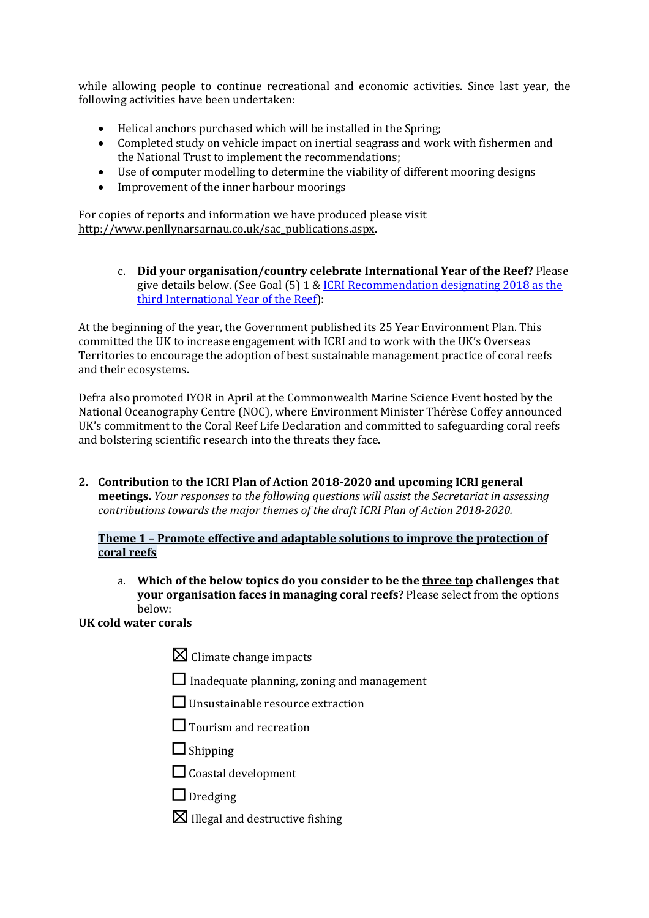while allowing people to continue recreational and economic activities. Since last year, the following activities have been undertaken:

- Helical anchors purchased which will be installed in the Spring;
- Completed study on vehicle impact on inertial seagrass and work with fishermen and the National Trust to implement the recommendations;
- Use of computer modelling to determine the viability of different mooring designs
- Improvement of the inner harbour moorings

For copies of reports and information we have produced please visit http://www.penllynarsarnau.co.uk/sac_publications.aspx.

c. **Did your organisation/country celebrate International Year of the Reef?** Please give details below. (See Goal (5) 1 & [ICRI Recommendation designating 2018 as the third International Year of the Reef]()):

At the beginning of the year, the Government published its 25 Year Environment Plan. This committed the UK to increase engagement with ICRI and to work with the UK's Overseas Territories to encourage the adoption of best sustainable management practice of coral reefs and their ecosystems.

Defra also promoted IYOR in April at the Commonwealth Marine Science Event hosted by the National Oceanography Centre (NOC), where Environment Minister Thérèse Coffey announced UK's commitment to the Coral Reef Life Declaration and committed to safeguarding coral reefs and bolstering scientific research into the threats they face.

2. **Contribution to the ICRI Plan of Action 2018-2020 and upcoming ICRI general meetings.** *Your responses to the following questions will assist the Secretariat in assessing contributions towards the major themes of the draft ICRI Plan of Action 2018-2020.*

**Theme 1 – Promote effective and adaptable solutions to improve the protection of coral reefs**

a. **Which of the below topics do you consider to be the three top challenges that your organisation faces in managing coral reefs?** Please select from the options below:

**UK cold water corals**

- ☒ Climate change impacts
- ☐ Inadequate planning, zoning and management
- ☐ Unsustainable resource extraction
- ☐ Tourism and recreation
- ☐ Shipping
- ☐ Coastal development
- ☐ Dredging
- ☒ Illegal and destructive fishing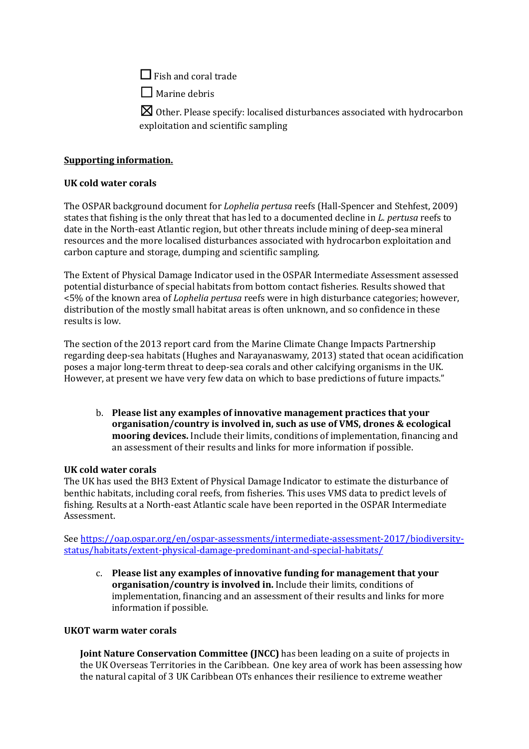☐ Fish and coral trade

☐ Marine debris

☒ Other. Please specify: localised disturbances associated with hydrocarbon exploitation and scientific sampling

**<u>Supporting information.</u>**

**UK cold water corals**

The OSPAR background document for *Lophelia pertusa* reefs (Hall-Spencer and Stehfest, 2009) states that fishing is the only threat that has led to a documented decline in *L. pertusa* reefs to date in the North-east Atlantic region, but other threats include mining of deep-sea mineral resources and the more localised disturbances associated with hydrocarbon exploitation and carbon capture and storage, dumping and scientific sampling.

The Extent of Physical Damage Indicator used in the OSPAR Intermediate Assessment assessed potential disturbance of special habitats from bottom contact fisheries. Results showed that <5% of the known area of *Lophelia pertusa* reefs were in high disturbance categories; however, distribution of the mostly small habitat areas is often unknown, and so confidence in these results is low.

The section of the 2013 report card from the Marine Climate Change Impacts Partnership regarding deep-sea habitats (Hughes and Narayanaswamy, 2013) stated that ocean acidification poses a major long-term threat to deep-sea corals and other calcifying organisms in the UK. However, at present we have very few data on which to base predictions of future impacts."

b. **Please list any examples of innovative management practices that your organisation/country is involved in, such as use of VMS, drones & ecological mooring devices.** Include their limits, conditions of implementation, financing and an assessment of their results and links for more information if possible.

**UK cold water corals**
The UK has used the BH3 Extent of Physical Damage Indicator to estimate the disturbance of benthic habitats, including coral reefs, from fisheries. This uses VMS data to predict levels of fishing. Results at a North-east Atlantic scale have been reported in the OSPAR Intermediate Assessment.

See https://oap.ospar.org/en/ospar-assessments/intermediate-assessment-2017/biodiversity-status/habitats/extent-physical-damage-predominant-and-special-habitats/

c. **Please list any examples of innovative funding for management that your organisation/country is involved in.** Include their limits, conditions of implementation, financing and an assessment of their results and links for more information if possible.

**UKOT warm water corals**

**Joint Nature Conservation Committee (JNCC)** has been leading on a suite of projects in the UK Overseas Territories in the Caribbean. One key area of work has been assessing how the natural capital of 3 UK Caribbean OTs enhances their resilience to extreme weather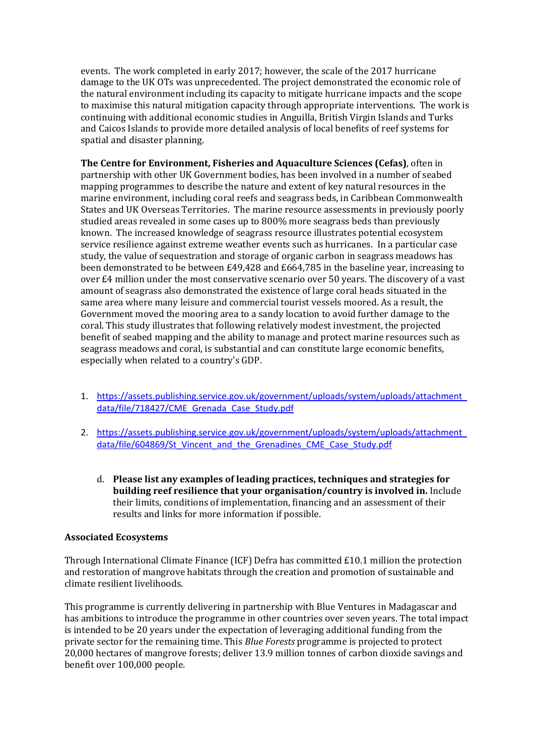events. The work completed in early 2017; however, the scale of the 2017 hurricane damage to the UK OTs was unprecedented. The project demonstrated the economic role of the natural environment including its capacity to mitigate hurricane impacts and the scope to maximise this natural mitigation capacity through appropriate interventions. The work is continuing with additional economic studies in Anguilla, British Virgin Islands and Turks and Caicos Islands to provide more detailed analysis of local benefits of reef systems for spatial and disaster planning.

**The Centre for Environment, Fisheries and Aquaculture Sciences (Cefas)**, often in partnership with other UK Government bodies, has been involved in a number of seabed mapping programmes to describe the nature and extent of key natural resources in the marine environment, including coral reefs and seagrass beds, in Caribbean Commonwealth States and UK Overseas Territories. The marine resource assessments in previously poorly studied areas revealed in some cases up to 800% more seagrass beds than previously known. The increased knowledge of seagrass resource illustrates potential ecosystem service resilience against extreme weather events such as hurricanes. In a particular case study, the value of sequestration and storage of organic carbon in seagrass meadows has been demonstrated to be between £49,428 and £664,785 in the baseline year, increasing to over £4 million under the most conservative scenario over 50 years. The discovery of a vast amount of seagrass also demonstrated the existence of large coral heads situated in the same area where many leisure and commercial tourist vessels moored. As a result, the Government moved the mooring area to a sandy location to avoid further damage to the coral. This study illustrates that following relatively modest investment, the projected benefit of seabed mapping and the ability to manage and protect marine resources such as seagrass meadows and coral, is substantial and can constitute large economic benefits, especially when related to a country's GDP.

1. https://assets.publishing.service.gov.uk/government/uploads/system/uploads/attachment_data/file/718427/CME_Grenada_Case_Study.pdf
2. https://assets.publishing.service.gov.uk/government/uploads/system/uploads/attachment_data/file/604869/St_Vincent_and_the_Grenadines_CME_Case_Study.pdf

d. **Please list any examples of leading practices, techniques and strategies for building reef resilience that your organisation/country is involved in.** Include their limits, conditions of implementation, financing and an assessment of their results and links for more information if possible.

**Associated Ecosystems**

Through International Climate Finance (ICF) Defra has committed £10.1 million the protection and restoration of mangrove habitats through the creation and promotion of sustainable and climate resilient livelihoods.

This programme is currently delivering in partnership with Blue Ventures in Madagascar and has ambitions to introduce the programme in other countries over seven years. The total impact is intended to be 20 years under the expectation of leveraging additional funding from the private sector for the remaining time. This *Blue Forests* programme is projected to protect 20,000 hectares of mangrove forests; deliver 13.9 million tonnes of carbon dioxide savings and benefit over 100,000 people.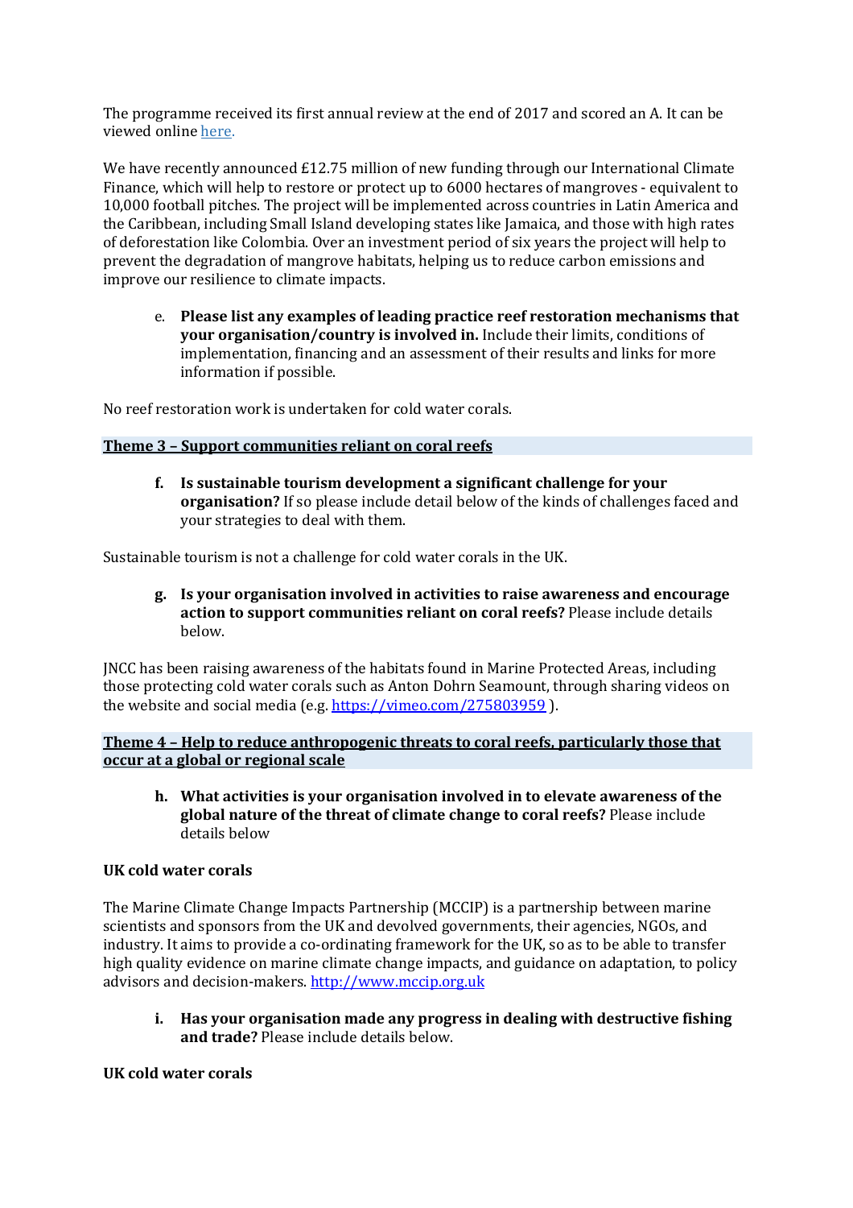The programme received its first annual review at the end of 2017 and scored an A. It can be viewed online [here](here).

We have recently announced £12.75 million of new funding through our International Climate Finance, which will help to restore or protect up to 6000 hectares of mangroves - equivalent to 10,000 football pitches. The project will be implemented across countries in Latin America and the Caribbean, including Small Island developing states like Jamaica, and those with high rates of deforestation like Colombia. Over an investment period of six years the project will help to prevent the degradation of mangrove habitats, helping us to reduce carbon emissions and improve our resilience to climate impacts.

e. **Please list any examples of leading practice reef restoration mechanisms that your organisation/country is involved in.** Include their limits, conditions of implementation, financing and an assessment of their results and links for more information if possible.

No reef restoration work is undertaken for cold water corals.

## Theme 3 – Support communities reliant on coral reefs

f. **Is sustainable tourism development a significant challenge for your organisation?** If so please include detail below of the kinds of challenges faced and your strategies to deal with them.

Sustainable tourism is not a challenge for cold water corals in the UK.

g. **Is your organisation involved in activities to raise awareness and encourage action to support communities reliant on coral reefs?** Please include details below.

JNCC has been raising awareness of the habitats found in Marine Protected Areas, including those protecting cold water corals such as Anton Dohrn Seamount, through sharing videos on the website and social media (e.g. https://vimeo.com/275803959 ).

## Theme 4 – Help to reduce anthropogenic threats to coral reefs, particularly those that occur at a global or regional scale

h. **What activities is your organisation involved in to elevate awareness of the global nature of the threat of climate change to coral reefs?** Please include details below

**UK cold water corals**

The Marine Climate Change Impacts Partnership (MCCIP) is a partnership between marine scientists and sponsors from the UK and devolved governments, their agencies, NGOs, and industry. It aims to provide a co-ordinating framework for the UK, so as to be able to transfer high quality evidence on marine climate change impacts, and guidance on adaptation, to policy advisors and decision-makers. http://www.mccip.org.uk

i. **Has your organisation made any progress in dealing with destructive fishing and trade?** Please include details below.

**UK cold water corals**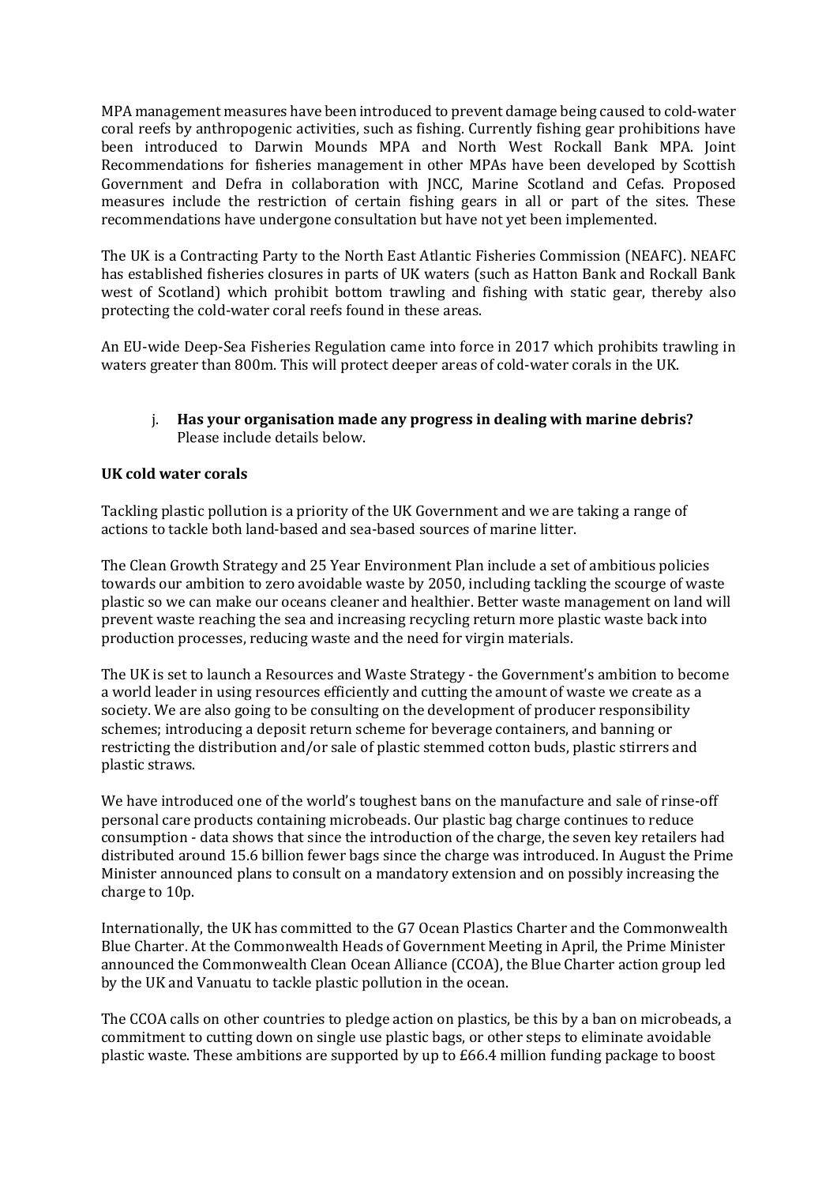MPA management measures have been introduced to prevent damage being caused to cold-water coral reefs by anthropogenic activities, such as fishing. Currently fishing gear prohibitions have been introduced to Darwin Mounds MPA and North West Rockall Bank MPA. Joint Recommendations for fisheries management in other MPAs have been developed by Scottish Government and Defra in collaboration with JNCC, Marine Scotland and Cefas. Proposed measures include the restriction of certain fishing gears in all or part of the sites. These recommendations have undergone consultation but have not yet been implemented.

The UK is a Contracting Party to the North East Atlantic Fisheries Commission (NEAFC). NEAFC has established fisheries closures in parts of UK waters (such as Hatton Bank and Rockall Bank west of Scotland) which prohibit bottom trawling and fishing with static gear, thereby also protecting the cold-water coral reefs found in these areas.

An EU-wide Deep-Sea Fisheries Regulation came into force in 2017 which prohibits trawling in waters greater than 800m. This will protect deeper areas of cold-water corals in the UK.

j. **Has your organisation made any progress in dealing with marine debris?** Please include details below.

**UK cold water corals**

Tackling plastic pollution is a priority of the UK Government and we are taking a range of actions to tackle both land-based and sea-based sources of marine litter.

The Clean Growth Strategy and 25 Year Environment Plan include a set of ambitious policies towards our ambition to zero avoidable waste by 2050, including tackling the scourge of waste plastic so we can make our oceans cleaner and healthier. Better waste management on land will prevent waste reaching the sea and increasing recycling return more plastic waste back into production processes, reducing waste and the need for virgin materials.

The UK is set to launch a Resources and Waste Strategy - the Government's ambition to become a world leader in using resources efficiently and cutting the amount of waste we create as a society. We are also going to be consulting on the development of producer responsibility schemes; introducing a deposit return scheme for beverage containers, and banning or restricting the distribution and/or sale of plastic stemmed cotton buds, plastic stirrers and plastic straws.

We have introduced one of the world's toughest bans on the manufacture and sale of rinse-off personal care products containing microbeads. Our plastic bag charge continues to reduce consumption - data shows that since the introduction of the charge, the seven key retailers had distributed around 15.6 billion fewer bags since the charge was introduced. In August the Prime Minister announced plans to consult on a mandatory extension and on possibly increasing the charge to 10p.

Internationally, the UK has committed to the G7 Ocean Plastics Charter and the Commonwealth Blue Charter. At the Commonwealth Heads of Government Meeting in April, the Prime Minister announced the Commonwealth Clean Ocean Alliance (CCOA), the Blue Charter action group led by the UK and Vanuatu to tackle plastic pollution in the ocean.

The CCOA calls on other countries to pledge action on plastics, be this by a ban on microbeads, a commitment to cutting down on single use plastic bags, or other steps to eliminate avoidable plastic waste. These ambitions are supported by up to £66.4 million funding package to boost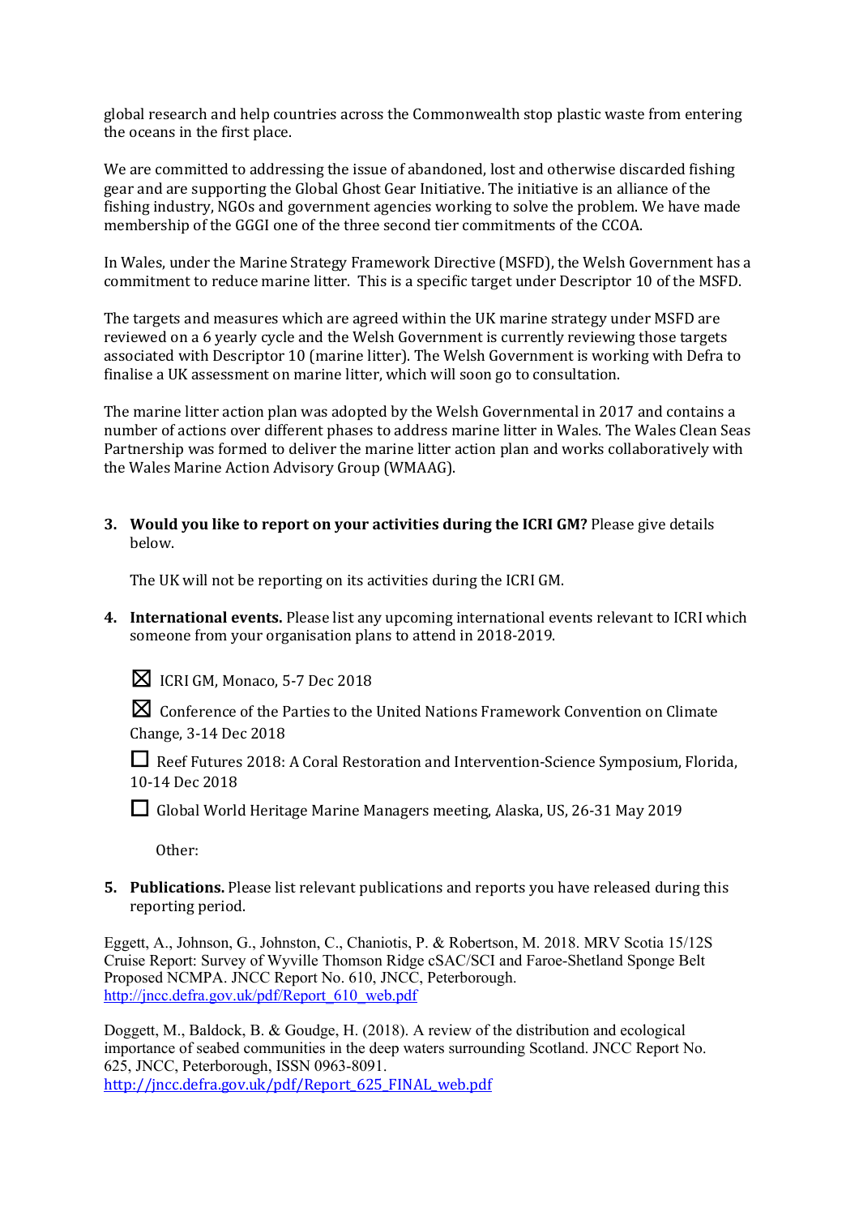global research and help countries across the Commonwealth stop plastic waste from entering the oceans in the first place.

We are committed to addressing the issue of abandoned, lost and otherwise discarded fishing gear and are supporting the Global Ghost Gear Initiative. The initiative is an alliance of the fishing industry, NGOs and government agencies working to solve the problem. We have made membership of the GGGI one of the three second tier commitments of the CCOA.

In Wales, under the Marine Strategy Framework Directive (MSFD), the Welsh Government has a commitment to reduce marine litter. This is a specific target under Descriptor 10 of the MSFD.

The targets and measures which are agreed within the UK marine strategy under MSFD are reviewed on a 6 yearly cycle and the Welsh Government is currently reviewing those targets associated with Descriptor 10 (marine litter). The Welsh Government is working with Defra to finalise a UK assessment on marine litter, which will soon go to consultation.

The marine litter action plan was adopted by the Welsh Governmental in 2017 and contains a number of actions over different phases to address marine litter in Wales. The Wales Clean Seas Partnership was formed to deliver the marine litter action plan and works collaboratively with the Wales Marine Action Advisory Group (WMAAG).

3. **Would you like to report on your activities during the ICRI GM?** Please give details below.

   The UK will not be reporting on its activities during the ICRI GM.

4. **International events.** Please list any upcoming international events relevant to ICRI which someone from your organisation plans to attend in 2018-2019.

   ☒ ICRI GM, Monaco, 5-7 Dec 2018

   ☒ Conference of the Parties to the United Nations Framework Convention on Climate Change, 3-14 Dec 2018

   ☐ Reef Futures 2018: A Coral Restoration and Intervention-Science Symposium, Florida, 10-14 Dec 2018

   ☐ Global World Heritage Marine Managers meeting, Alaska, US, 26-31 May 2019

   Other:

5. **Publications.** Please list relevant publications and reports you have released during this reporting period.

Eggett, A., Johnson, G., Johnston, C., Chaniotis, P. & Robertson, M. 2018. MRV Scotia 15/12S Cruise Report: Survey of Wyville Thomson Ridge cSAC/SCI and Faroe-Shetland Sponge Belt Proposed NCMPA. JNCC Report No. 610, JNCC, Peterborough. http://jncc.defra.gov.uk/pdf/Report_610_web.pdf

Doggett, M., Baldock, B. & Goudge, H. (2018). A review of the distribution and ecological importance of seabed communities in the deep waters surrounding Scotland. JNCC Report No. 625, JNCC, Peterborough, ISSN 0963-8091. http://jncc.defra.gov.uk/pdf/Report_625_FINAL_web.pdf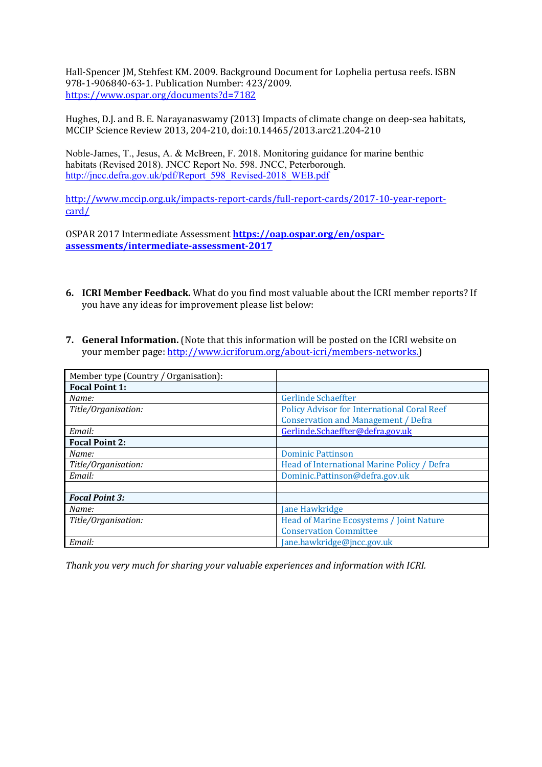Hall-Spencer JM, Stehfest KM. 2009. Background Document for Lophelia pertusa reefs. ISBN 978-1-906840-63-1. Publication Number: 423/2009. https://www.ospar.org/documents?d=7182

Hughes, D.J. and B. E. Narayanaswamy (2013) Impacts of climate change on deep-sea habitats, MCCIP Science Review 2013, 204-210, doi:10.14465/2013.arc21.204-210

Noble-James, T., Jesus, A. & McBreen, F. 2018. Monitoring guidance for marine benthic habitats (Revised 2018). JNCC Report No. 598. JNCC, Peterborough. http://jncc.defra.gov.uk/pdf/Report_598_Revised-2018_WEB.pdf

http://www.mccip.org.uk/impacts-report-cards/full-report-cards/2017-10-year-report-card/

OSPAR 2017 Intermediate Assessment **https://oap.ospar.org/en/ospar-assessments/intermediate-assessment-2017**

6. **ICRI Member Feedback.** What do you find most valuable about the ICRI member reports? If you have any ideas for improvement please list below:

7. **General Information.** (Note that this information will be posted on the ICRI website on your member page: http://www.icriforum.org/about-icri/members-networks.)

| | |
|---|---|
| Member type (Country / Organisation): | |
| **Focal Point 1:** | |
| *Name:* | Gerlinde Schaeffter |
| *Title/Organisation:* | Policy Advisor for International Coral Reef Conservation and Management / Defra |
| *Email:* | Gerlinde.Schaeffter@defra.gov.uk |
| **Focal Point 2:** | |
| *Name:* | Dominic Pattinson |
| *Title/Organisation:* | Head of International Marine Policy / Defra |
| *Email:* | Dominic.Pattinson@defra.gov.uk |
| | |
| ***Focal Point 3:*** | |
| *Name:* | Jane Hawkridge |
| *Title/Organisation:* | Head of Marine Ecosystems / Joint Nature Conservation Committee |
| *Email:* | Jane.hawkridge@jncc.gov.uk |

*Thank you very much for sharing your valuable experiences and information with ICRI.*